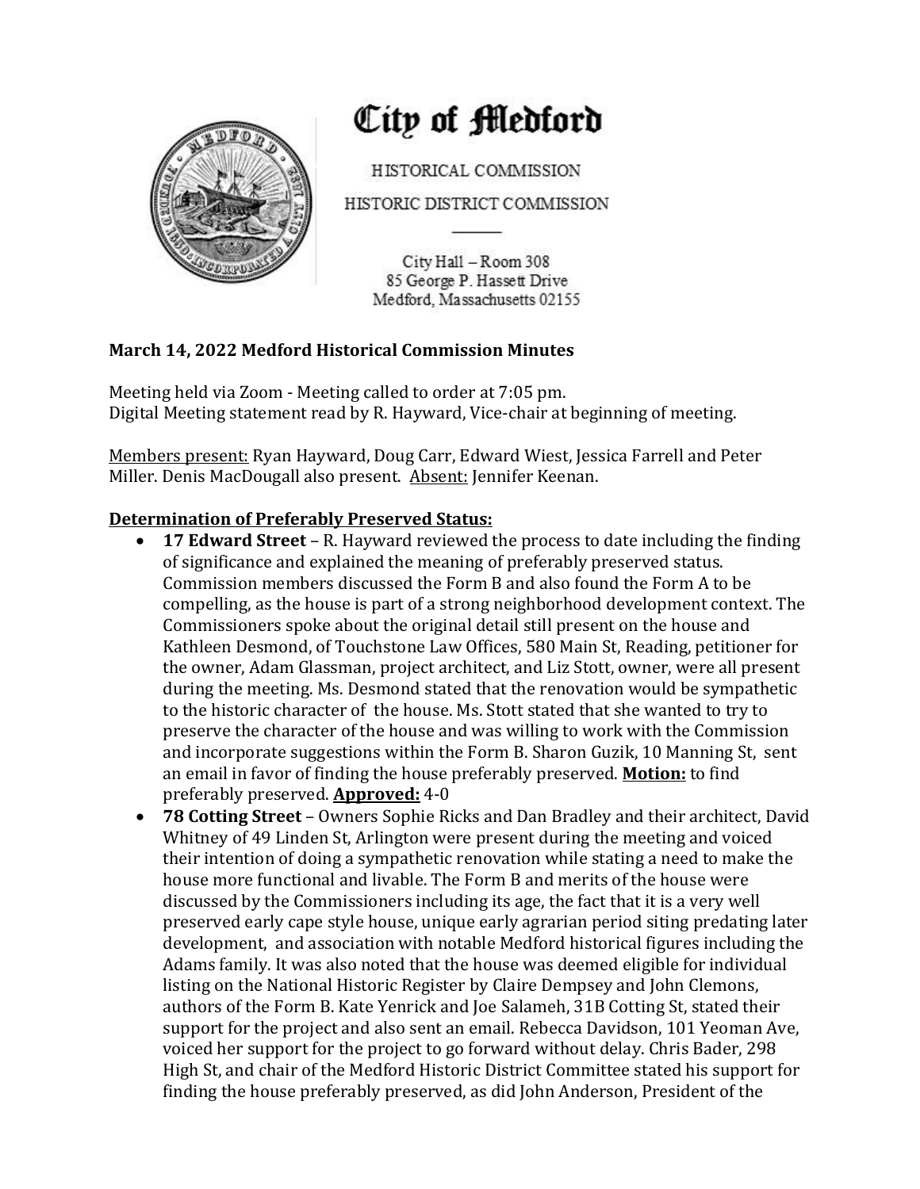# City of Medford

HISTORICAL COMMISSION

HISTORIC DISTRICT COMMISSION

City Hall – Room 308
85 George P. Hassett Drive
Medford, Massachusetts 02155

**March 14, 2022 Medford Historical Commission Minutes**

Meeting held via Zoom - Meeting called to order at 7:05 pm.
Digital Meeting statement read by R. Hayward, Vice-chair at beginning of meeting.

Members present: Ryan Hayward, Doug Carr, Edward Wiest, Jessica Farrell and Peter Miller. Denis MacDougall also present. Absent: Jennifer Keenan.

**Determination of Preferably Preserved Status:**

- **17 Edward Street** – R. Hayward reviewed the process to date including the finding of significance and explained the meaning of preferably preserved status. Commission members discussed the Form B and also found the Form A to be compelling, as the house is part of a strong neighborhood development context. The Commissioners spoke about the original detail still present on the house and Kathleen Desmond, of Touchstone Law Offices, 580 Main St, Reading, petitioner for the owner, Adam Glassman, project architect, and Liz Stott, owner, were all present during the meeting. Ms. Desmond stated that the renovation would be sympathetic to the historic character of the house. Ms. Stott stated that she wanted to try to preserve the character of the house and was willing to work with the Commission and incorporate suggestions within the Form B. Sharon Guzik, 10 Manning St, sent an email in favor of finding the house preferably preserved. **Motion:** to find preferably preserved. **Approved:** 4-0
- **78 Cotting Street** – Owners Sophie Ricks and Dan Bradley and their architect, David Whitney of 49 Linden St, Arlington were present during the meeting and voiced their intention of doing a sympathetic renovation while stating a need to make the house more functional and livable. The Form B and merits of the house were discussed by the Commissioners including its age, the fact that it is a very well preserved early cape style house, unique early agrarian period siting predating later development, and association with notable Medford historical figures including the Adams family. It was also noted that the house was deemed eligible for individual listing on the National Historic Register by Claire Dempsey and John Clemons, authors of the Form B. Kate Yenrick and Joe Salameh, 31B Cotting St, stated their support for the project and also sent an email. Rebecca Davidson, 101 Yeoman Ave, voiced her support for the project to go forward without delay. Chris Bader, 298 High St, and chair of the Medford Historic District Committee stated his support for finding the house preferably preserved, as did John Anderson, President of the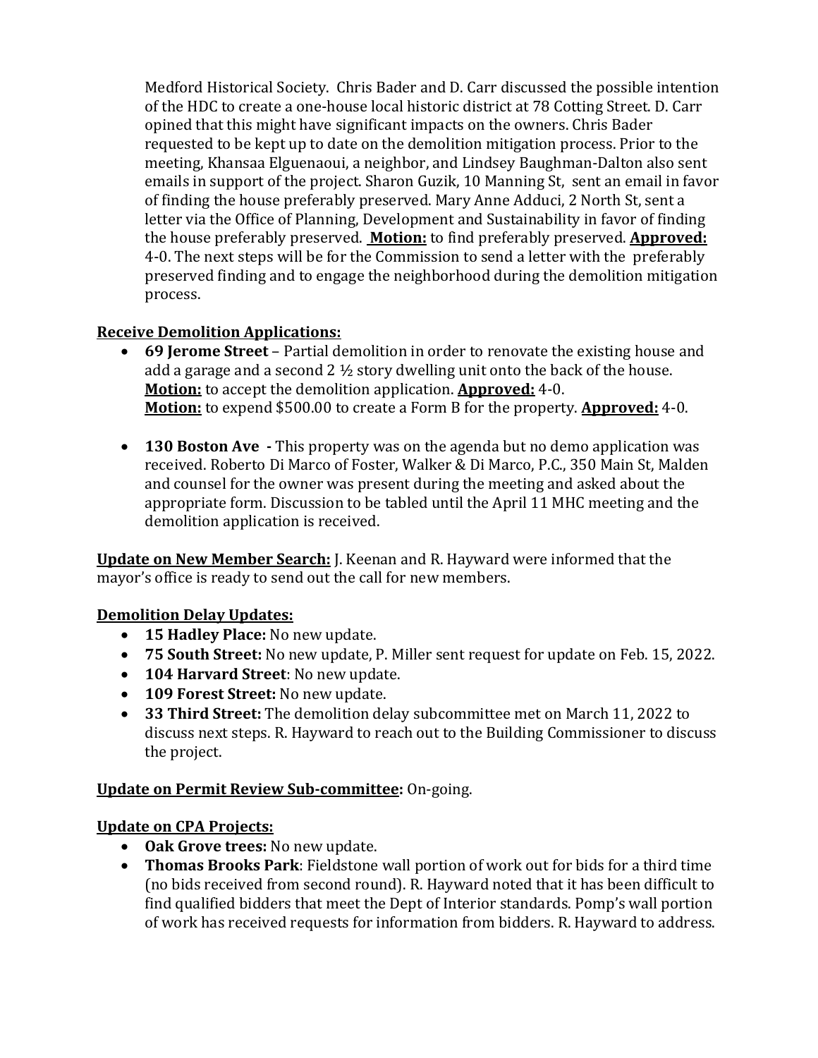Medford Historical Society. Chris Bader and D. Carr discussed the possible intention of the HDC to create a one-house local historic district at 78 Cotting Street. D. Carr opined that this might have significant impacts on the owners. Chris Bader requested to be kept up to date on the demolition mitigation process. Prior to the meeting, Khansaa Elguenaoui, a neighbor, and Lindsey Baughman-Dalton also sent emails in support of the project. Sharon Guzik, 10 Manning St, sent an email in favor of finding the house preferably preserved. Mary Anne Adduci, 2 North St, sent a letter via the Office of Planning, Development and Sustainability in favor of finding the house preferably preserved. **Motion:** to find preferably preserved. **Approved:** 4-0. The next steps will be for the Commission to send a letter with the preferably preserved finding and to engage the neighborhood during the demolition mitigation process.

**Receive Demolition Applications:**

- **69 Jerome Street** – Partial demolition in order to renovate the existing house and add a garage and a second 2 ½ story dwelling unit onto the back of the house.
  **Motion:** to accept the demolition application. **Approved:** 4-0.
  **Motion:** to expend $500.00 to create a Form B for the property. **Approved:** 4-0.

- **130 Boston Ave -** This property was on the agenda but no demo application was received. Roberto Di Marco of Foster, Walker & Di Marco, P.C., 350 Main St, Malden and counsel for the owner was present during the meeting and asked about the appropriate form. Discussion to be tabled until the April 11 MHC meeting and the demolition application is received.

**Update on New Member Search:** J. Keenan and R. Hayward were informed that the mayor's office is ready to send out the call for new members.

**Demolition Delay Updates:**

- **15 Hadley Place:** No new update.
- **75 South Street:** No new update, P. Miller sent request for update on Feb. 15, 2022.
- **104 Harvard Street**: No new update.
- **109 Forest Street:** No new update.
- **33 Third Street:** The demolition delay subcommittee met on March 11, 2022 to discuss next steps. R. Hayward to reach out to the Building Commissioner to discuss the project.

**Update on Permit Review Sub-committee:** On-going.

**Update on CPA Projects:**

- **Oak Grove trees:** No new update.
- **Thomas Brooks Park**: Fieldstone wall portion of work out for bids for a third time (no bids received from second round). R. Hayward noted that it has been difficult to find qualified bidders that meet the Dept of Interior standards. Pomp's wall portion of work has received requests for information from bidders. R. Hayward to address.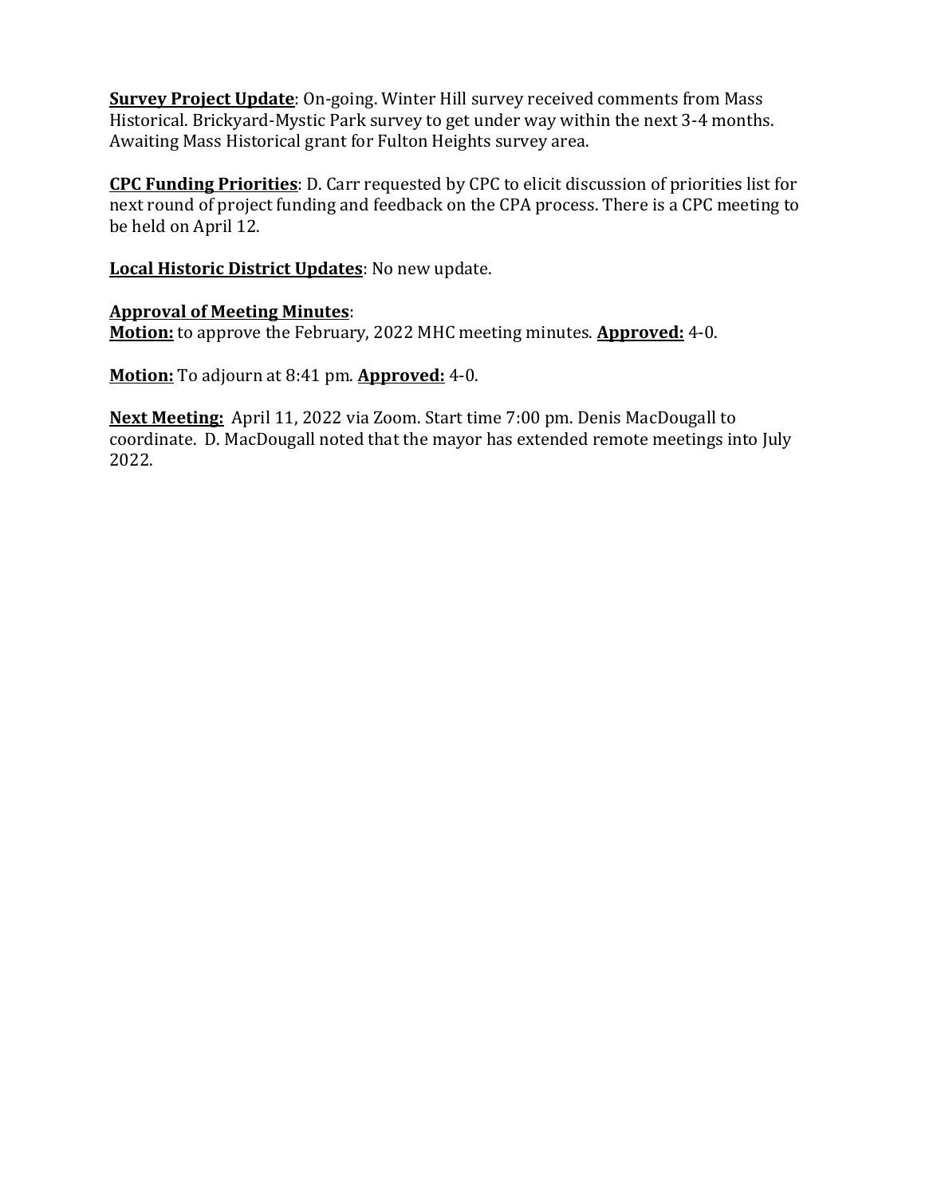**Survey Project Update**: On-going. Winter Hill survey received comments from Mass Historical. Brickyard-Mystic Park survey to get under way within the next 3-4 months. Awaiting Mass Historical grant for Fulton Heights survey area.

**CPC Funding Priorities**: D. Carr requested by CPC to elicit discussion of priorities list for next round of project funding and feedback on the CPA process. There is a CPC meeting to be held on April 12.

**Local Historic District Updates**: No new update.

**Approval of Meeting Minutes**:
**Motion:** to approve the February, 2022 MHC meeting minutes. **Approved:** 4-0.

**Motion:** To adjourn at 8:41 pm. **Approved:** 4-0.

**Next Meeting:** April 11, 2022 via Zoom. Start time 7:00 pm. Denis MacDougall to coordinate. D. MacDougall noted that the mayor has extended remote meetings into July 2022.